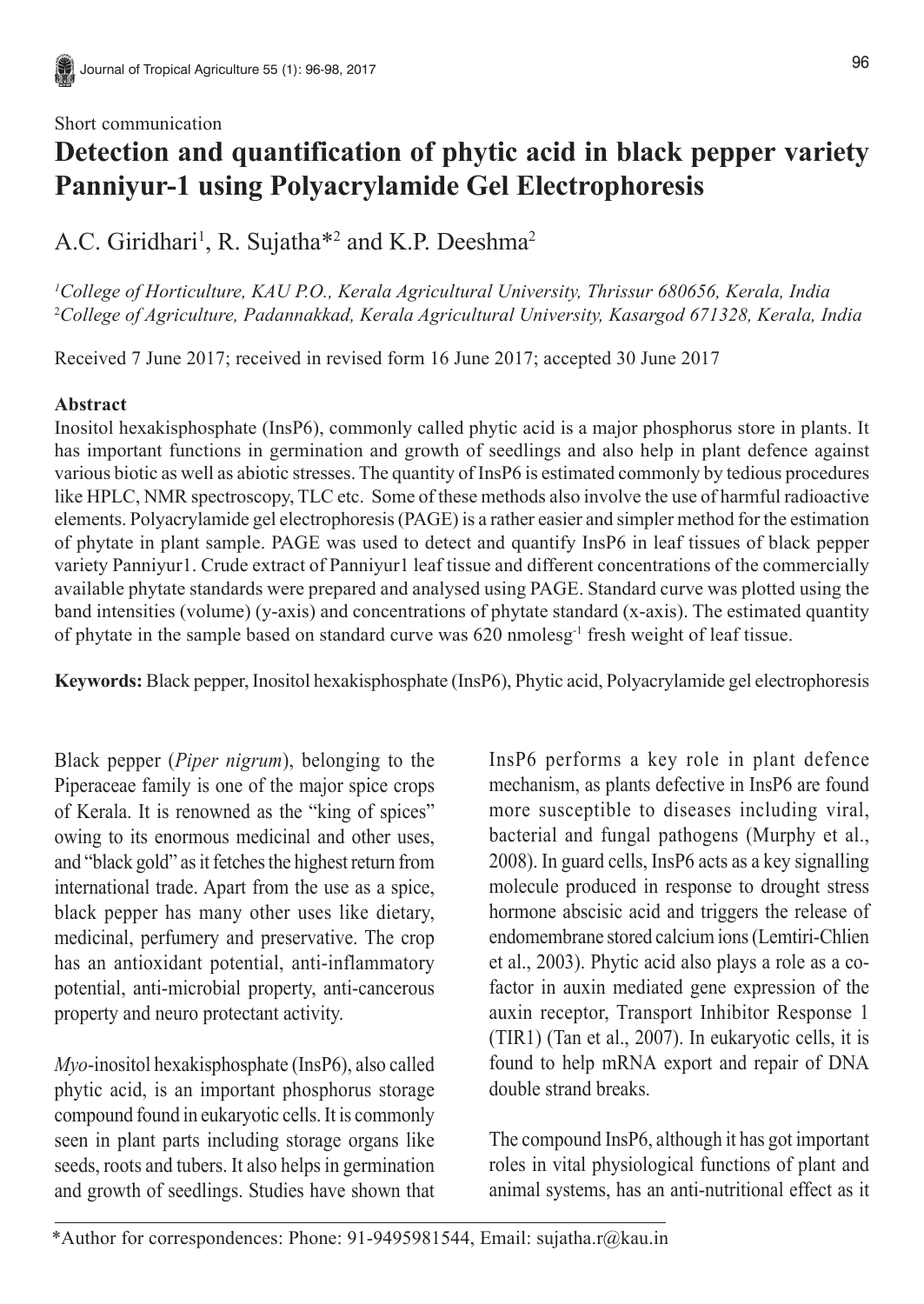Short communication

# Detection and quantification of phytic acid in black pepper variety Panniyur-1 using Polyacrylamide Gel Electrophoresis

A.C. Giridhari[1], R. Sujatha*[2] and K.P. Deeshma[2]

[1]*College of Horticulture, KAU P.O., Kerala Agricultural University, Thrissur 680656, Kerala, India*
[2]*College of Agriculture, Padannakkad, Kerala Agricultural University, Kasargod 671328, Kerala, India*

Received 7 June 2017; received in revised form 16 June 2017; accepted 30 June 2017

### Abstract

Inositol hexakisphosphate (InsP6), commonly called phytic acid is a major phosphorus store in plants. It has important functions in germination and growth of seedlings and also help in plant defence against various biotic as well as abiotic stresses. The quantity of InsP6 is estimated commonly by tedious procedures like HPLC, NMR spectroscopy, TLC etc. Some of these methods also involve the use of harmful radioactive elements. Polyacrylamide gel electrophoresis (PAGE) is a rather easier and simpler method for the estimation of phytate in plant sample. PAGE was used to detect and quantify InsP6 in leaf tissues of black pepper variety Panniyur1. Crude extract of Panniyur1 leaf tissue and different concentrations of the commercially available phytate standards were prepared and analysed using PAGE. Standard curve was plotted using the band intensities (volume) (y-axis) and concentrations of phytate standard (x-axis). The estimated quantity of phytate in the sample based on standard curve was 620 nmoles$g^{-1}$ fresh weight of leaf tissue.

**Keywords:** Black pepper, Inositol hexakisphosphate (InsP6), Phytic acid, Polyacrylamide gel electrophoresis

Black pepper (*Piper nigrum*), belonging to the Piperaceae family is one of the major spice crops of Kerala. It is renowned as the "king of spices" owing to its enormous medicinal and other uses, and "black gold" as it fetches the highest return from international trade. Apart from the use as a spice, black pepper has many other uses like dietary, medicinal, perfumery and preservative. The crop has an antioxidant potential, anti-inflammatory potential, anti-microbial property, anti-cancerous property and neuro protectant activity.

*Myo*-inositol hexakisphosphate (InsP6), also called phytic acid, is an important phosphorus storage compound found in eukaryotic cells. It is commonly seen in plant parts including storage organs like seeds, roots and tubers. It also helps in germination and growth of seedlings. Studies have shown that InsP6 performs a key role in plant defence mechanism, as plants defective in InsP6 are found more susceptible to diseases including viral, bacterial and fungal pathogens (Murphy et al., 2008). In guard cells, InsP6 acts as a key signalling molecule produced in response to drought stress hormone abscisic acid and triggers the release of endomembrane stored calcium ions (Lemtiri-Chlien et al., 2003). Phytic acid also plays a role as a co-factor in auxin mediated gene expression of the auxin receptor, Transport Inhibitor Response 1 (TIR1) (Tan et al., 2007). In eukaryotic cells, it is found to help mRNA export and repair of DNA double strand breaks.

The compound InsP6, although it has got important roles in vital physiological functions of plant and animal systems, has an anti-nutritional effect as it

*Author for correspondences: Phone: 91-9495981544, Email: sujatha.r@kau.in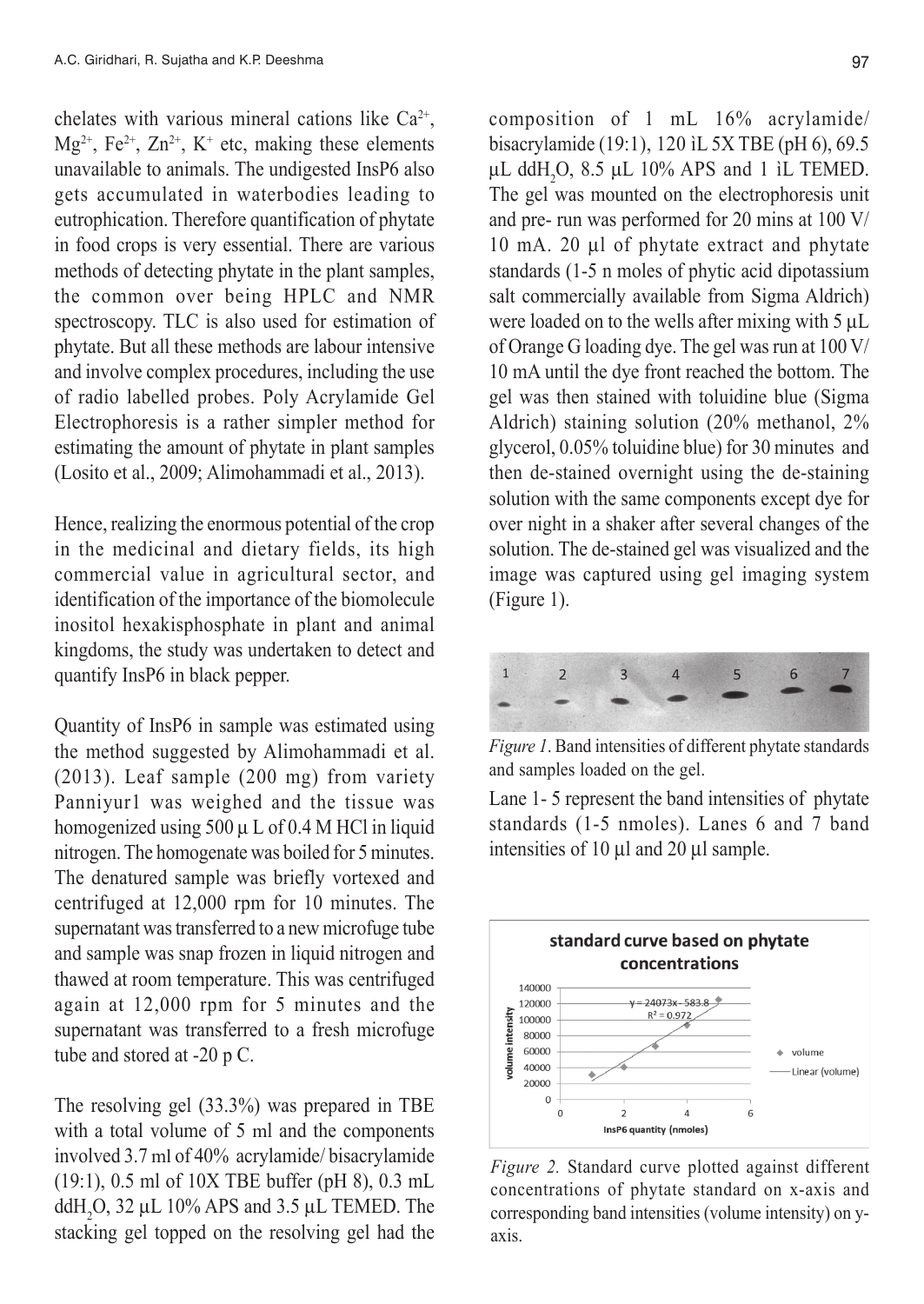chelates with various mineral cations like $Ca^{2+}$, $Mg^{2+}$, $Fe^{2+}$, $Zn^{2+}$, $K^{+}$ etc, making these elements unavailable to animals. The undigested InsP6 also gets accumulated in waterbodies leading to eutrophication. Therefore quantification of phytate in food crops is very essential. There are various methods of detecting phytate in the plant samples, the common over being HPLC and NMR spectroscopy. TLC is also used for estimation of phytate. But all these methods are labour intensive and involve complex procedures, including the use of radio labelled probes. Poly Acrylamide Gel Electrophoresis is a rather simpler method for estimating the amount of phytate in plant samples (Losito et al., 2009; Alimohammadi et al., 2013).

Hence, realizing the enormous potential of the crop in the medicinal and dietary fields, its high commercial value in agricultural sector, and identification of the importance of the biomolecule inositol hexakisphosphate in plant and animal kingdoms, the study was undertaken to detect and quantify InsP6 in black pepper.

Quantity of InsP6 in sample was estimated using the method suggested by Alimohammadi et al. (2013). Leaf sample (200 mg) from variety Panniyur1 was weighed and the tissue was homogenized using 500 µ L of 0.4 M HCl in liquid nitrogen. The homogenate was boiled for 5 minutes. The denatured sample was briefly vortexed and centrifuged at 12,000 rpm for 10 minutes. The supernatant was transferred to a new microfuge tube and sample was snap frozen in liquid nitrogen and thawed at room temperature. This was centrifuged again at 12,000 rpm for 5 minutes and the supernatant was transferred to a fresh microfuge tube and stored at -20 p C.

The resolving gel (33.3%) was prepared in TBE with a total volume of 5 ml and the components involved 3.7 ml of 40% acrylamide/ bisacrylamide (19:1), 0.5 ml of 10X TBE buffer (pH 8), 0.3 mL $ddH_2O$, 32 µL 10% APS and 3.5 µL TEMED. The stacking gel topped on the resolving gel had the composition of 1 mL 16% acrylamide/ bisacrylamide (19:1), 120 ìL 5X TBE (pH 6), 69.5 µL $ddH_2O$, 8.5 µL 10% APS and 1 ìL TEMED. The gel was mounted on the electrophoresis unit and pre- run was performed for 20 mins at 100 V/ 10 mA. 20 µl of phytate extract and phytate standards (1-5 n moles of phytic acid dipotassium salt commercially available from Sigma Aldrich) were loaded on to the wells after mixing with 5 µL of Orange G loading dye. The gel was run at 100 V/ 10 mA until the dye front reached the bottom. The gel was then stained with toluidine blue (Sigma Aldrich) staining solution (20% methanol, 2% glycerol, 0.05% toluidine blue) for 30 minutes and then de-stained overnight using the de-staining solution with the same components except dye for over night in a shaker after several changes of the solution. The de-stained gel was visualized and the image was captured using gel imaging system (Figure 1).

*Figure 1*. Band intensities of different phytate standards and samples loaded on the gel.

Lane 1- 5 represent the band intensities of phytate standards (1-5 nmoles). Lanes 6 and 7 band intensities of 10 µl and 20 µl sample.

*Figure 2.* Standard curve plotted against different concentrations of phytate standard on x-axis and corresponding band intensities (volume intensity) on y-axis.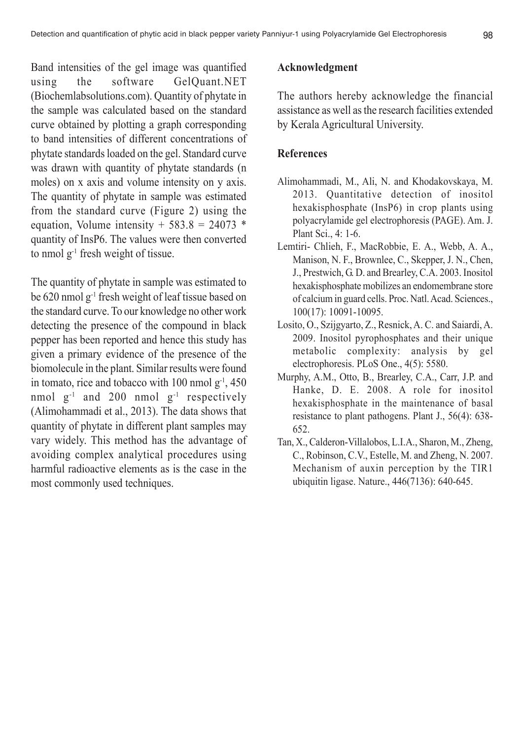Band intensities of the gel image was quantified using the software GelQuant.NET (Biochemlabsolutions.com). Quantity of phytate in the sample was calculated based on the standard curve obtained by plotting a graph corresponding to band intensities of different concentrations of phytate standards loaded on the gel. Standard curve was drawn with quantity of phytate standards (n moles) on x axis and volume intensity on y axis. The quantity of phytate in sample was estimated from the standard curve (Figure 2) using the equation, Volume intensity + 583.8 = 24073 * quantity of InsP6. The values were then converted to nmol $g^{-1}$ fresh weight of tissue.

The quantity of phytate in sample was estimated to be 620 nmol $g^{-1}$ fresh weight of leaf tissue based on the standard curve. To our knowledge no other work detecting the presence of the compound in black pepper has been reported and hence this study has given a primary evidence of the presence of the biomolecule in the plant. Similar results were found in tomato, rice and tobacco with 100 nmol $g^{-1}$, 450 nmol $g^{-1}$ and 200 nmol $g^{-1}$ respectively (Alimohammadi et al., 2013). The data shows that quantity of phytate in different plant samples may vary widely. This method has the advantage of avoiding complex analytical procedures using harmful radioactive elements as is the case in the most commonly used techniques.

## Acknowledgment

The authors hereby acknowledge the financial assistance as well as the research facilities extended by Kerala Agricultural University.

## References

Alimohammadi, M., Ali, N. and Khodakovskaya, M. 2013. Quantitative detection of inositol hexakisphosphate (InsP6) in crop plants using polyacrylamide gel electrophoresis (PAGE). Am. J. Plant Sci., 4: 1-6.

Lemtiri- Chlieh, F., MacRobbie, E. A., Webb, A. A., Manison, N. F., Brownlee, C., Skepper, J. N., Chen, J., Prestwich, G. D. and Brearley, C.A. 2003. Inositol hexakisphosphate mobilizes an endomembrane store of calcium in guard cells. Proc. Natl. Acad. Sciences., 100(17): 10091-10095.

Losito, O., Szijgyarto, Z., Resnick, A. C. and Saiardi, A. 2009. Inositol pyrophosphates and their unique metabolic complexity: analysis by gel electrophoresis. PLoS One., 4(5): 5580.

Murphy, A.M., Otto, B., Brearley, C.A., Carr, J.P. and Hanke, D. E. 2008. A role for inositol hexakisphosphate in the maintenance of basal resistance to plant pathogens. Plant J., 56(4): 638-652.

Tan, X., Calderon-Villalobos, L.I.A., Sharon, M., Zheng, C., Robinson, C.V., Estelle, M. and Zheng, N. 2007. Mechanism of auxin perception by the TIR1 ubiquitin ligase. Nature., 446(7136): 640-645.